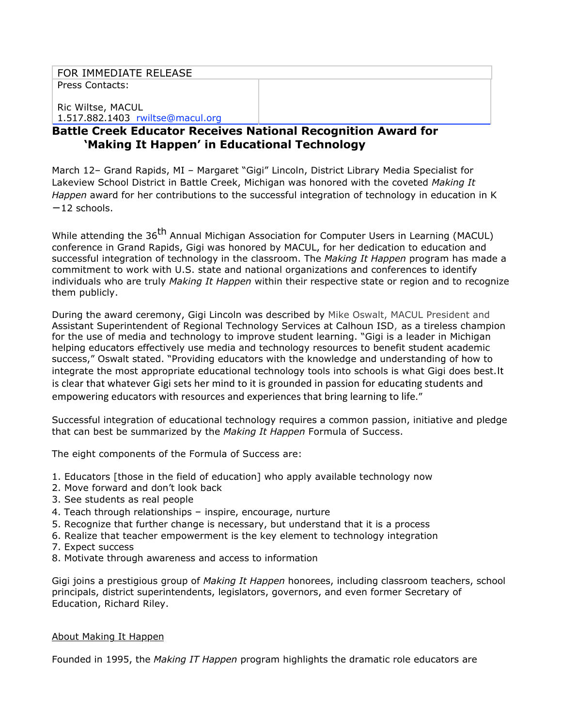| FOR IMMEDIATE RELEASE | |
|---|---|
| Press Contacts:<br><br>Ric Wiltse, MACUL<br>1.517.882.1403 rwiltse@macul.org | |

## Battle Creek Educator Receives National Recognition Award for 'Making It Happen' in Educational Technology

March 12– Grand Rapids, MI – Margaret "Gigi" Lincoln, District Library Media Specialist for Lakeview School District in Battle Creek, Michigan was honored with the coveted *Making It Happen* award for her contributions to the successful integration of technology in education in K −12 schools.

While attending the 36th Annual Michigan Association for Computer Users in Learning (MACUL) conference in Grand Rapids, Gigi was honored by MACUL, for her dedication to education and successful integration of technology in the classroom. The *Making It Happen* program has made a commitment to work with U.S. state and national organizations and conferences to identify individuals who are truly *Making It Happen* within their respective state or region and to recognize them publicly.

During the award ceremony, Gigi Lincoln was described by Mike Oswalt, MACUL President and Assistant Superintendent of Regional Technology Services at Calhoun ISD, as a tireless champion for the use of media and technology to improve student learning. "Gigi is a leader in Michigan helping educators effectively use media and technology resources to benefit student academic success," Oswalt stated. "Providing educators with the knowledge and understanding of how to integrate the most appropriate educational technology tools into schools is what Gigi does best.It is clear that whatever Gigi sets her mind to it is grounded in passion for educating students and empowering educators with resources and experiences that bring learning to life."

Successful integration of educational technology requires a common passion, initiative and pledge that can best be summarized by the *Making It Happen* Formula of Success.

The eight components of the Formula of Success are:

1. Educators [those in the field of education] who apply available technology now
2. Move forward and don't look back
3. See students as real people
4. Teach through relationships – inspire, encourage, nurture
5. Recognize that further change is necessary, but understand that it is a process
6. Realize that teacher empowerment is the key element to technology integration
7. Expect success
8. Motivate through awareness and access to information

Gigi joins a prestigious group of *Making It Happen* honorees, including classroom teachers, school principals, district superintendents, legislators, governors, and even former Secretary of Education, Richard Riley.

<u>About Making It Happen</u>

Founded in 1995, the *Making IT Happen* program highlights the dramatic role educators are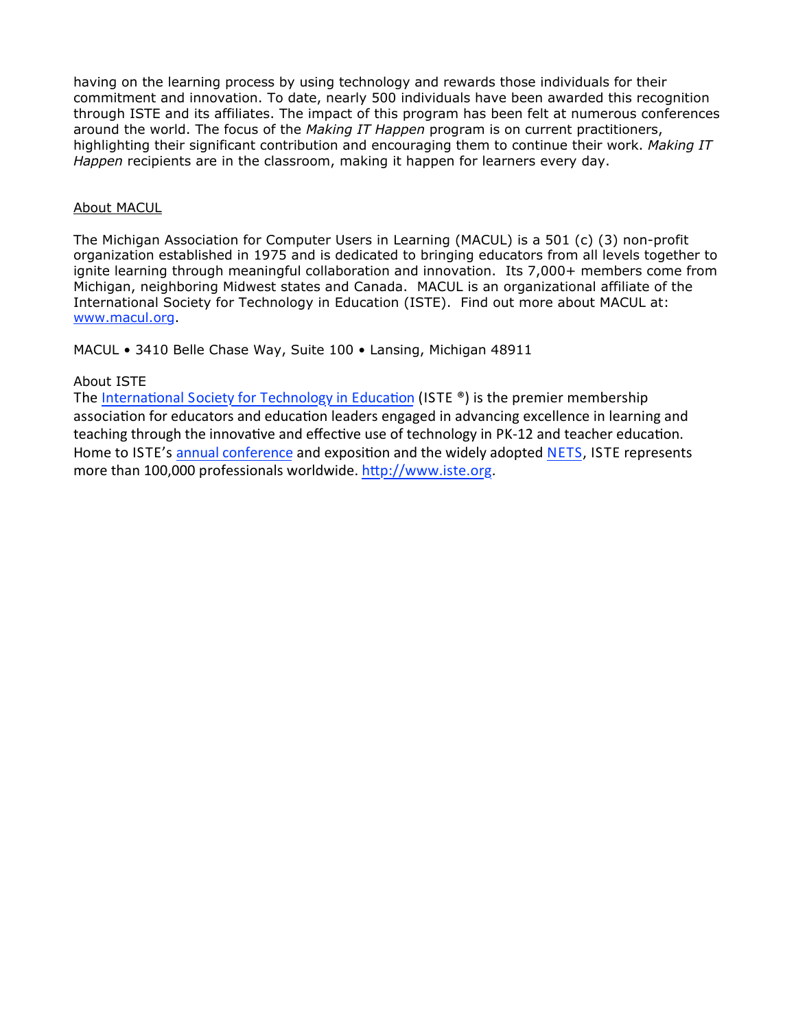having on the learning process by using technology and rewards those individuals for their commitment and innovation. To date, nearly 500 individuals have been awarded this recognition through ISTE and its affiliates. The impact of this program has been felt at numerous conferences around the world. The focus of the *Making IT Happen* program is on current practitioners, highlighting their significant contribution and encouraging them to continue their work. *Making IT Happen* recipients are in the classroom, making it happen for learners every day.

## About MACUL

The Michigan Association for Computer Users in Learning (MACUL) is a 501 (c) (3) non-profit organization established in 1975 and is dedicated to bringing educators from all levels together to ignite learning through meaningful collaboration and innovation. Its 7,000+ members come from Michigan, neighboring Midwest states and Canada. MACUL is an organizational affiliate of the International Society for Technology in Education (ISTE). Find out more about MACUL at: www.macul.org.

MACUL • 3410 Belle Chase Way, Suite 100 • Lansing, Michigan 48911

## About ISTE

The International Society for Technology in Education (ISTE ®) is the premier membership association for educators and education leaders engaged in advancing excellence in learning and teaching through the innovative and effective use of technology in PK-12 and teacher education. Home to ISTE's annual conference and exposition and the widely adopted NETS, ISTE represents more than 100,000 professionals worldwide. http://www.iste.org.